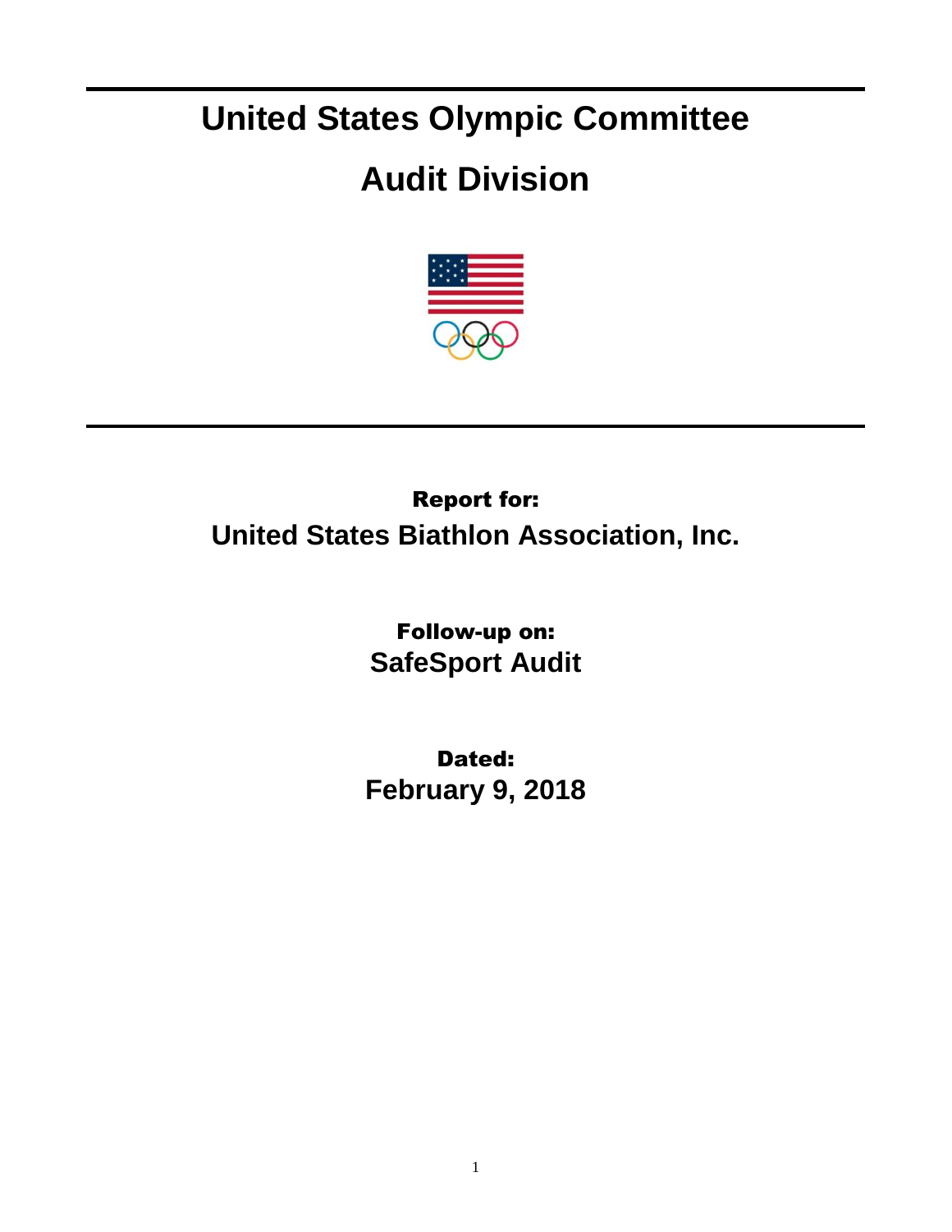# United States Olympic Committee

# Audit Division

---

**Report for:**

## United States Biathlon Association, Inc.

**Follow-up on:**

## SafeSport Audit

**Dated:**

## February 9, 2018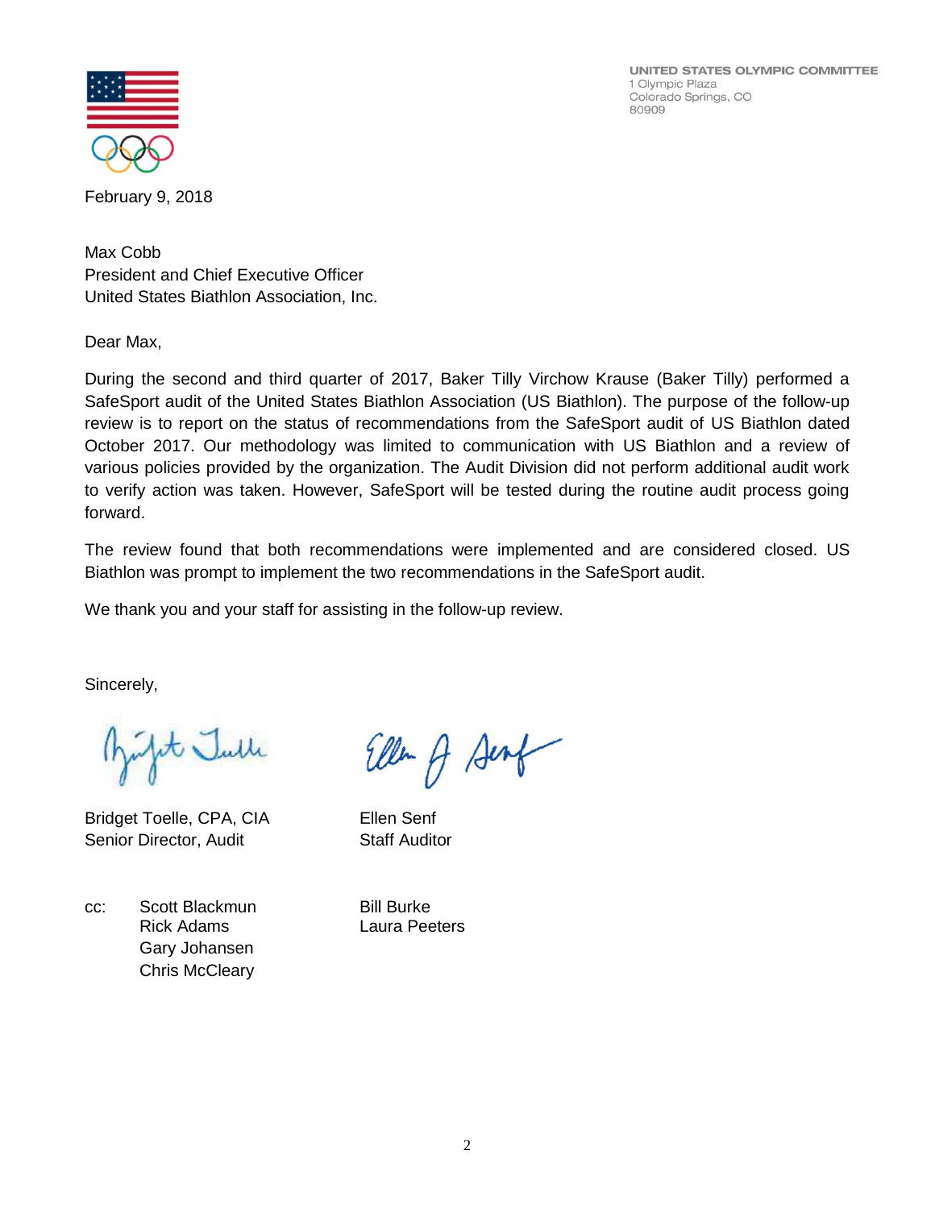UNITED STATES OLYMPIC COMMITTEE
1 Olympic Plaza
Colorado Springs, CO
80909

February 9, 2018

Max Cobb
President and Chief Executive Officer
United States Biathlon Association, Inc.

Dear Max,

During the second and third quarter of 2017, Baker Tilly Virchow Krause (Baker Tilly) performed a SafeSport audit of the United States Biathlon Association (US Biathlon). The purpose of the follow-up review is to report on the status of recommendations from the SafeSport audit of US Biathlon dated October 2017. Our methodology was limited to communication with US Biathlon and a review of various policies provided by the organization. The Audit Division did not perform additional audit work to verify action was taken. However, SafeSport will be tested during the routine audit process going forward.

The review found that both recommendations were implemented and are considered closed. US Biathlon was prompt to implement the two recommendations in the SafeSport audit.

We thank you and your staff for assisting in the follow-up review.

Sincerely,

Bridget Toelle, CPA, CIA
Senior Director, Audit

Ellen Senf
Staff Auditor

cc: Scott Blackmun
Rick Adams
Gary Johansen
Chris McCleary
Bill Burke
Laura Peeters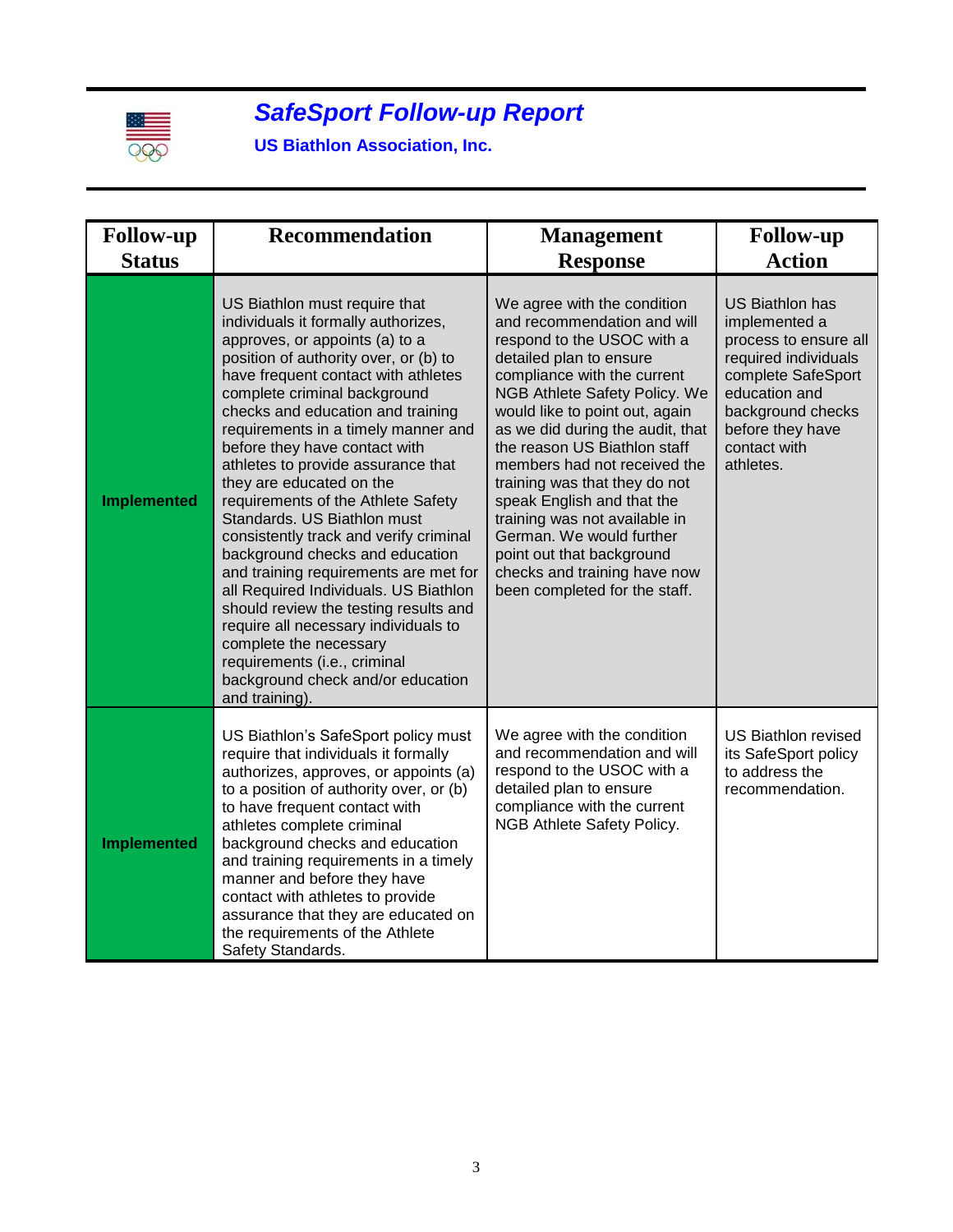## *SafeSport Follow-up Report*

**US Biathlon Association, Inc.**

| Follow-up Status | Recommendation | Management Response | Follow-up Action |
|---|---|---|---|
| **Implemented** | US Biathlon must require that individuals it formally authorizes, approves, or appoints (a) to a position of authority over, or (b) to have frequent contact with athletes complete criminal background checks and education and training requirements in a timely manner and before they have contact with athletes to provide assurance that they are educated on the requirements of the Athlete Safety Standards. US Biathlon must consistently track and verify criminal background checks and education and training requirements are met for all Required Individuals. US Biathlon should review the testing results and require all necessary individuals to complete the necessary requirements (i.e., criminal background check and/or education and training). | We agree with the condition and recommendation and will respond to the USOC with a detailed plan to ensure compliance with the current NGB Athlete Safety Policy. We would like to point out, again as we did during the audit, that the reason US Biathlon staff members had not received the training was that they do not speak English and that the training was not available in German. We would further point out that background checks and training have now been completed for the staff. | US Biathlon has implemented a process to ensure all required individuals complete SafeSport education and background checks before they have contact with athletes. |
| **Implemented** | US Biathlon's SafeSport policy must require that individuals it formally authorizes, approves, or appoints (a) to a position of authority over, or (b) to have frequent contact with athletes complete criminal background checks and education and training requirements in a timely manner and before they have contact with athletes to provide assurance that they are educated on the requirements of the Athlete Safety Standards. | We agree with the condition and recommendation and will respond to the USOC with a detailed plan to ensure compliance with the current NGB Athlete Safety Policy. | US Biathlon revised its SafeSport policy to address the recommendation. |